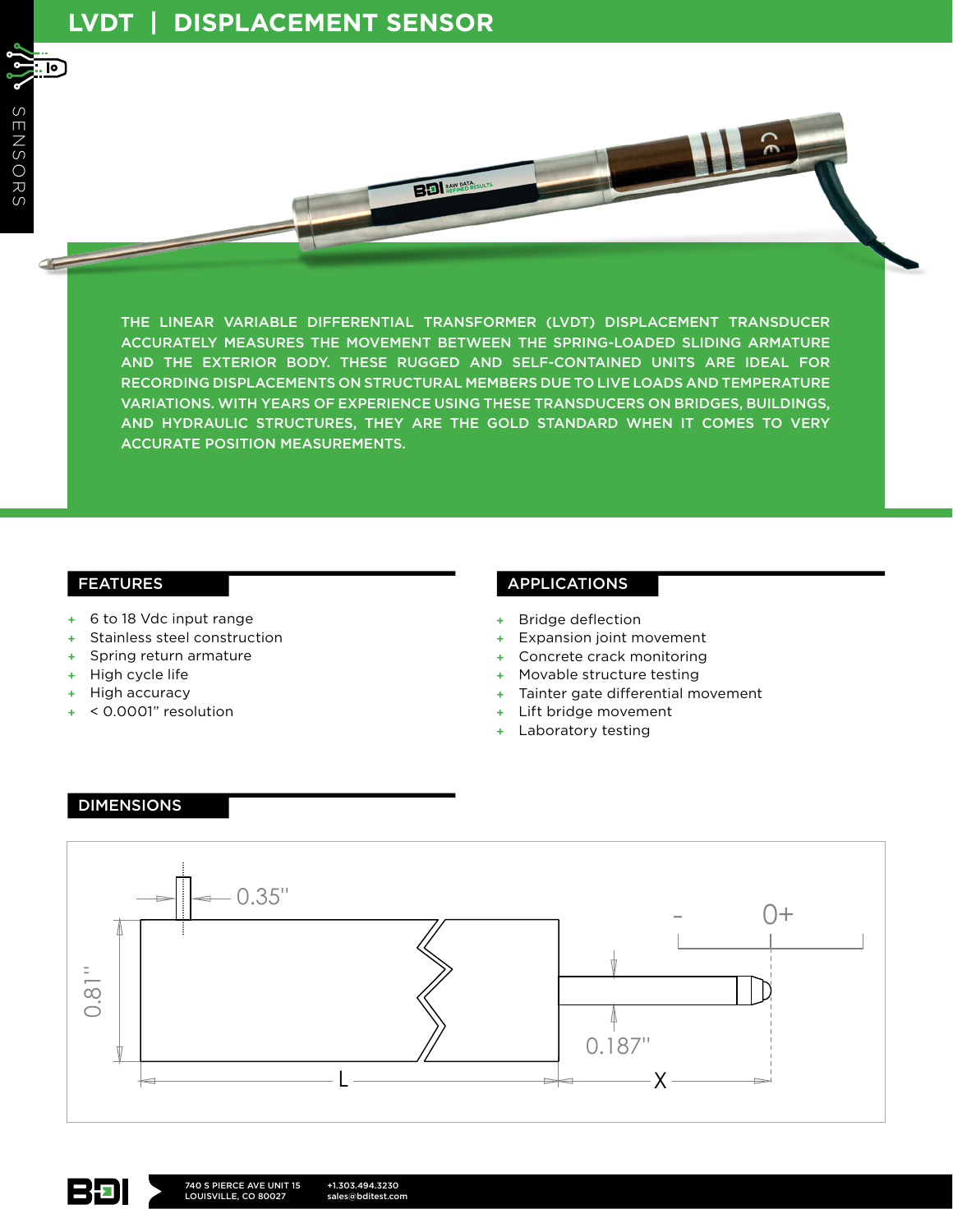# LVDT | DISPLACEMENT SENSOR

THE LINEAR VARIABLE DIFFERENTIAL TRANSFORMER (LVDT) DISPLACEMENT TRANSDUCER ACCURATELY MEASURES THE MOVEMENT BETWEEN THE SPRING-LOADED SLIDING ARMATURE AND THE EXTERIOR BODY. THESE RUGGED AND SELF-CONTAINED UNITS ARE IDEAL FOR RECORDING DISPLACEMENTS ON STRUCTURAL MEMBERS DUE TO LIVE LOADS AND TEMPERATURE VARIATIONS. WITH YEARS OF EXPERIENCE USING THESE TRANSDUCERS ON BRIDGES, BUILDINGS, AND HYDRAULIC STRUCTURES, THEY ARE THE GOLD STANDARD WHEN IT COMES TO VERY ACCURATE POSITION MEASUREMENTS.

## FEATURES

- 6 to 18 Vdc input range
- Stainless steel construction
- Spring return armature
- High cycle life
- High accuracy
- < 0.0001" resolution

## APPLICATIONS

- Bridge deflection
- Expansion joint movement
- Concrete crack monitoring
- Movable structure testing
- Tainter gate differential movement
- Lift bridge movement
- Laboratory testing

## DIMENSIONS

0.35"

0.81"

0.187"

- 0+

L

X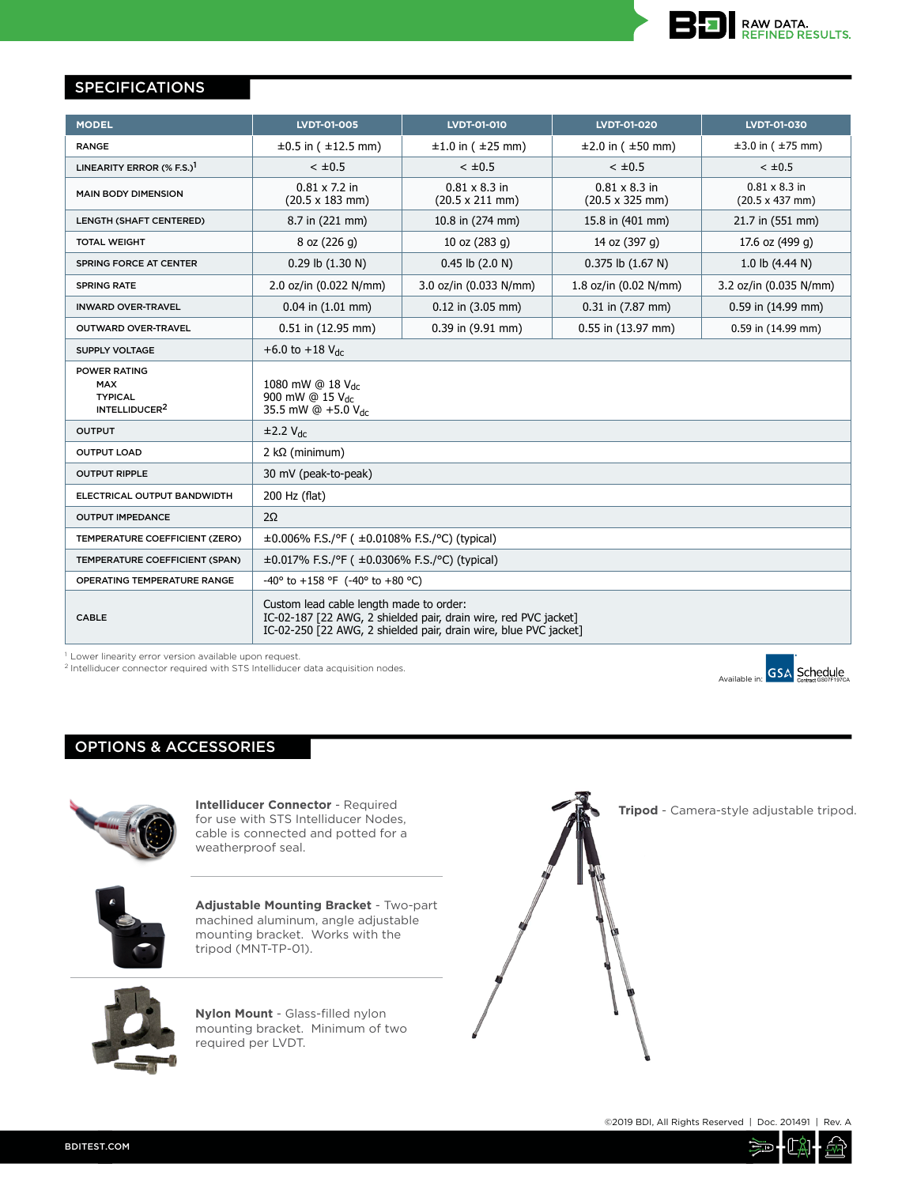## SPECIFICATIONS

| MODEL | LVDT-01-005 | LVDT-01-010 | LVDT-01-020 | LVDT-01-030 |
|---|---|---|---|---|
| RANGE | ±0.5 in ( ±12.5 mm) | ±1.0 in ( ±25 mm) | ±2.0 in ( ±50 mm) | ±3.0 in ( ±75 mm) |
| LINEARITY ERROR (% F.S.)[1] | < ±0.5 | < ±0.5 | < ±0.5 | < ±0.5 |
| MAIN BODY DIMENSION | 0.81 x 7.2 in (20.5 x 183 mm) | 0.81 x 8.3 in (20.5 x 211 mm) | 0.81 x 8.3 in (20.5 x 325 mm) | 0.81 x 8.3 in (20.5 x 437 mm) |
| LENGTH (SHAFT CENTERED) | 8.7 in (221 mm) | 10.8 in (274 mm) | 15.8 in (401 mm) | 21.7 in (551 mm) |
| TOTAL WEIGHT | 8 oz (226 g) | 10 oz (283 g) | 14 oz (397 g) | 17.6 oz (499 g) |
| SPRING FORCE AT CENTER | 0.29 lb (1.30 N) | 0.45 lb (2.0 N) | 0.375 lb (1.67 N) | 1.0 lb (4.44 N) |
| SPRING RATE | 2.0 oz/in (0.022 N/mm) | 3.0 oz/in (0.033 N/mm) | 1.8 oz/in (0.02 N/mm) | 3.2 oz/in (0.035 N/mm) |
| INWARD OVER-TRAVEL | 0.04 in (1.01 mm) | 0.12 in (3.05 mm) | 0.31 in (7.87 mm) | 0.59 in (14.99 mm) |
| OUTWARD OVER-TRAVEL | 0.51 in (12.95 mm) | 0.39 in (9.91 mm) | 0.55 in (13.97 mm) | 0.59 in (14.99 mm) |
| SUPPLY VOLTAGE | +6.0 to +18 $V_{dc}$ | | | |
| POWER RATING MAX / TYPICAL / INTELLIDUCER[2] | 1080 mW @ 18 $V_{dc}$ / 900 mW @ 15 $V_{dc}$ / 35.5 mW @ +5.0 $V_{dc}$ | | | |
| OUTPUT | ±2.2 $V_{dc}$ | | | |
| OUTPUT LOAD | 2 kΩ (minimum) | | | |
| OUTPUT RIPPLE | 30 mV (peak-to-peak) | | | |
| ELECTRICAL OUTPUT BANDWIDTH | 200 Hz (flat) | | | |
| OUTPUT IMPEDANCE | 2Ω | | | |
| TEMPERATURE COEFFICIENT (ZERO) | ±0.006% F.S./°F ( ±0.0108% F.S./°C) (typical) | | | |
| TEMPERATURE COEFFICIENT (SPAN) | ±0.017% F.S./°F ( ±0.0306% F.S./°C) (typical) | | | |
| OPERATING TEMPERATURE RANGE | -40° to +158 °F (-40° to +80 °C) | | | |
| CABLE | Custom lead cable length made to order: IC-02-187 [22 AWG, 2 shielded pair, drain wire, red PVC jacket] IC-02-250 [22 AWG, 2 shielded pair, drain wire, blue PVC jacket] | | | |

[1] Lower linearity error version available upon request.
[2] Intelliducer connector required with STS Intelliducer data acquisition nodes.

Available in: GSA Schedule Contract GS07F197CA

## OPTIONS & ACCESSORIES

**Intelliducer Connector** - Required for use with STS Intelliducer Nodes, cable is connected and potted for a weatherproof seal.

**Adjustable Mounting Bracket** - Two-part machined aluminum, angle adjustable mounting bracket. Works with the tripod (MNT-TP-01).

**Nylon Mount** - Glass-filled nylon mounting bracket. Minimum of two required per LVDT.

**Tripod** - Camera-style adjustable tripod.

©2019 BDI, All Rights Reserved | Doc. 201491 | Rev. A